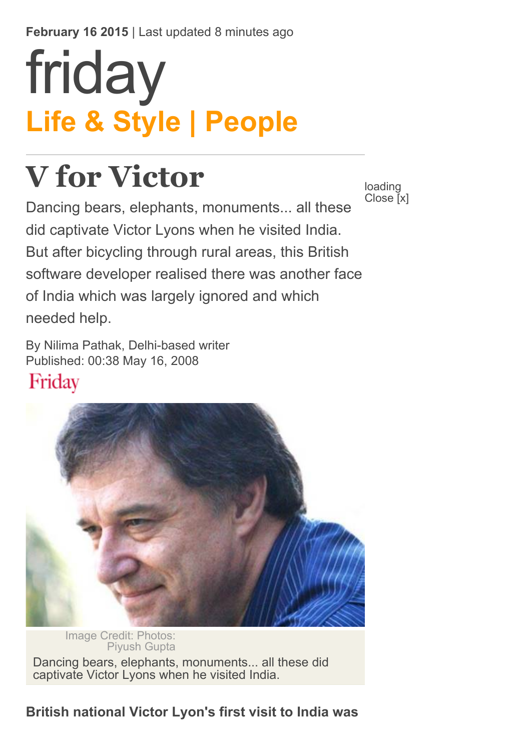**February 16 2015** | Last updated 8 minutes ago

# friday

## Life & Style | People

# V for Victor

Dancing bears, elephants, monuments... all these did captivate Victor Lyons when he visited India. But after bicycling through rural areas, this British software developer realised there was another face of India which was largely ignored and which needed help.

By Nilima Pathak, Delhi-based writer
Published: 00:38 May 16, 2008

Friday

Image Credit: Photos: Piyush Gupta

Dancing bears, elephants, monuments... all these did captivate Victor Lyons when he visited India.

**British national Victor Lyon's first visit to India was**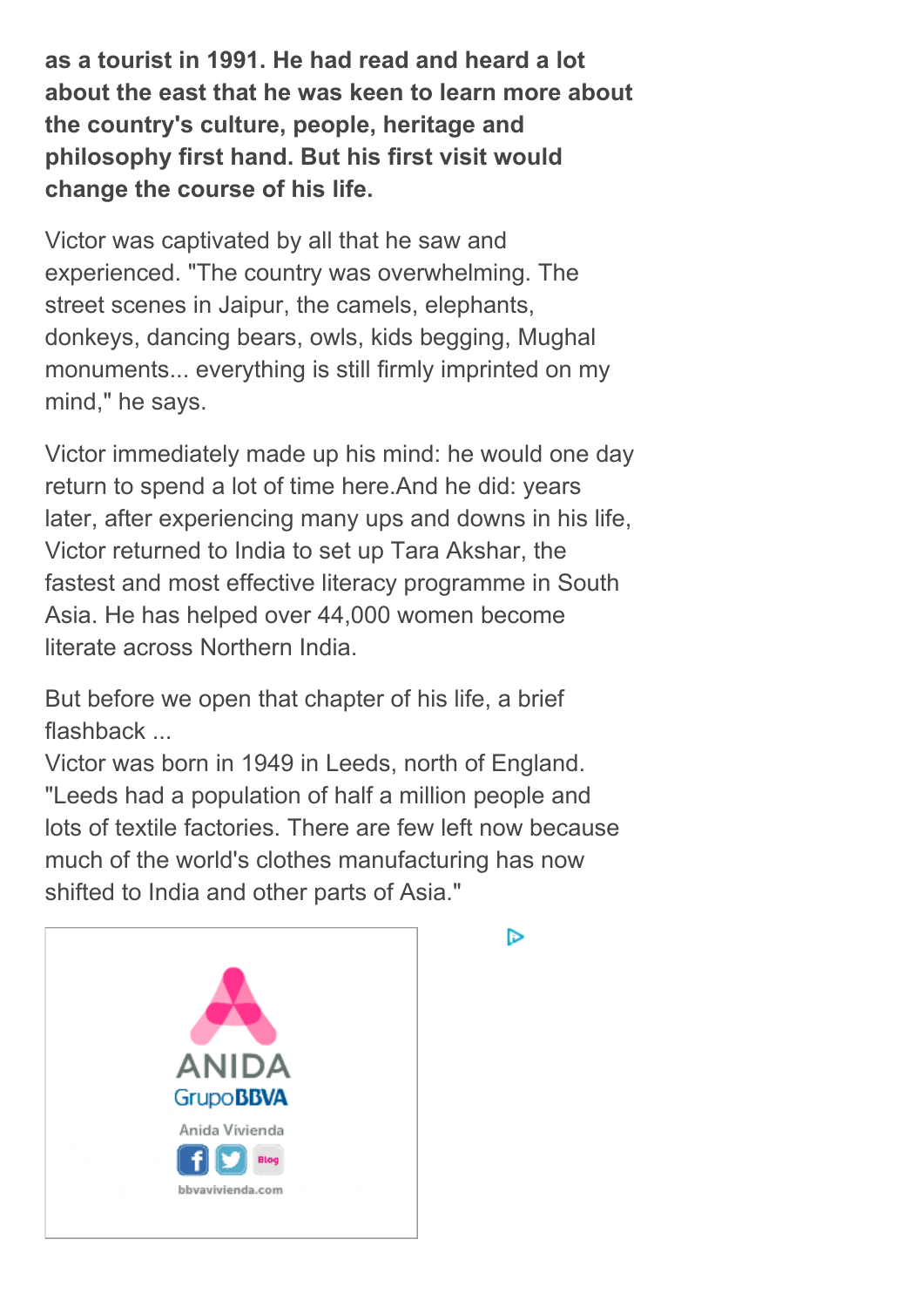**as a tourist in 1991. He had read and heard a lot about the east that he was keen to learn more about the country's culture, people, heritage and philosophy first hand. But his first visit would change the course of his life.**

Victor was captivated by all that he saw and experienced. "The country was overwhelming. The street scenes in Jaipur, the camels, elephants, donkeys, dancing bears, owls, kids begging, Mughal monuments... everything is still firmly imprinted on my mind," he says.

Victor immediately made up his mind: he would one day return to spend a lot of time here.And he did: years later, after experiencing many ups and downs in his life, Victor returned to India to set up Tara Akshar, the fastest and most effective literacy programme in South Asia. He has helped over 44,000 women become literate across Northern India.

But before we open that chapter of his life, a brief flashback ...
Victor was born in 1949 in Leeds, north of England. "Leeds had a population of half a million people and lots of textile factories. There are few left now because much of the world's clothes manufacturing has now shifted to India and other parts of Asia."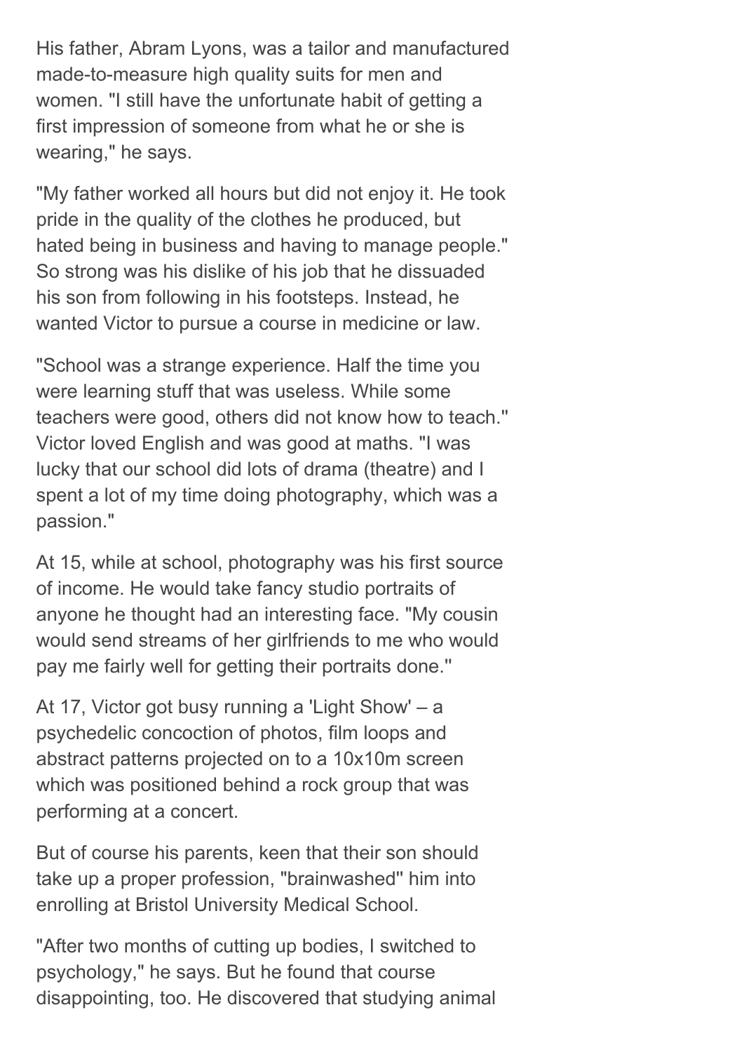His father, Abram Lyons, was a tailor and manufactured made-to-measure high quality suits for men and women. "I still have the unfortunate habit of getting a first impression of someone from what he or she is wearing," he says.

"My father worked all hours but did not enjoy it. He took pride in the quality of the clothes he produced, but hated being in business and having to manage people." So strong was his dislike of his job that he dissuaded his son from following in his footsteps. Instead, he wanted Victor to pursue a course in medicine or law.

"School was a strange experience. Half the time you were learning stuff that was useless. While some teachers were good, others did not know how to teach." Victor loved English and was good at maths. "I was lucky that our school did lots of drama (theatre) and I spent a lot of my time doing photography, which was a passion."

At 15, while at school, photography was his first source of income. He would take fancy studio portraits of anyone he thought had an interesting face. "My cousin would send streams of her girlfriends to me who would pay me fairly well for getting their portraits done."

At 17, Victor got busy running a 'Light Show' – a psychedelic concoction of photos, film loops and abstract patterns projected on to a 10x10m screen which was positioned behind a rock group that was performing at a concert.

But of course his parents, keen that their son should take up a proper profession, "brainwashed" him into enrolling at Bristol University Medical School.

"After two months of cutting up bodies, I switched to psychology," he says. But he found that course disappointing, too. He discovered that studying animal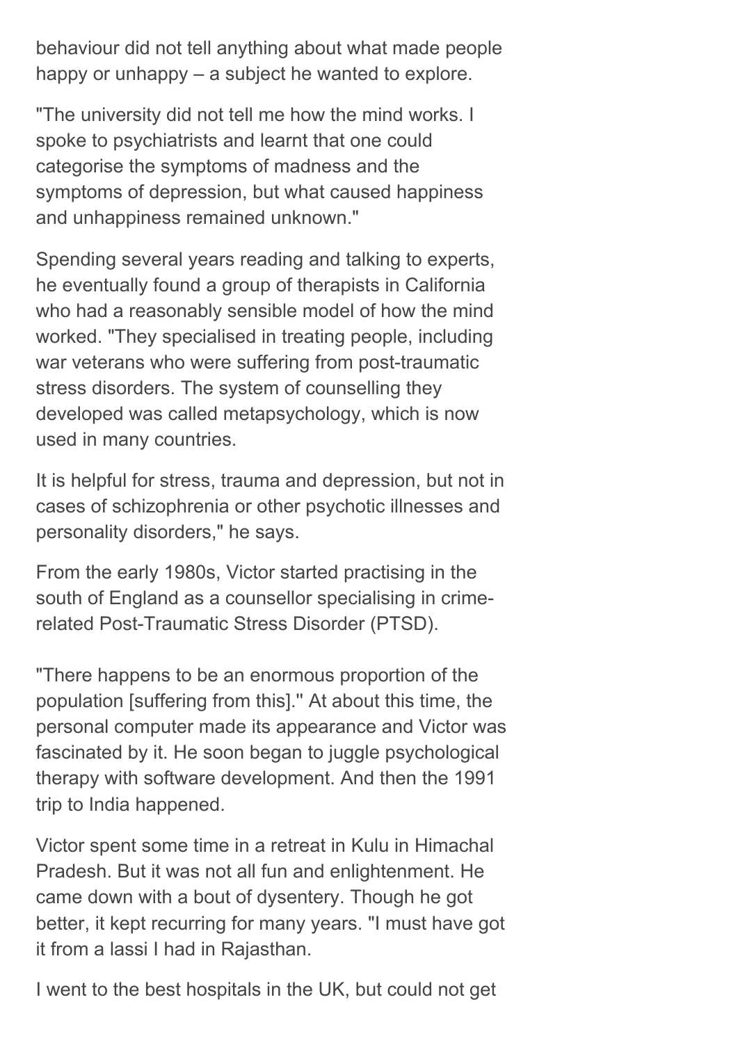behaviour did not tell anything about what made people happy or unhappy – a subject he wanted to explore.

"The university did not tell me how the mind works. I spoke to psychiatrists and learnt that one could categorise the symptoms of madness and the symptoms of depression, but what caused happiness and unhappiness remained unknown."

Spending several years reading and talking to experts, he eventually found a group of therapists in California who had a reasonably sensible model of how the mind worked. "They specialised in treating people, including war veterans who were suffering from post-traumatic stress disorders. The system of counselling they developed was called metapsychology, which is now used in many countries.

It is helpful for stress, trauma and depression, but not in cases of schizophrenia or other psychotic illnesses and personality disorders," he says.

From the early 1980s, Victor started practising in the south of England as a counsellor specialising in crime-related Post-Traumatic Stress Disorder (PTSD).

"There happens to be an enormous proportion of the population [suffering from this]." At about this time, the personal computer made its appearance and Victor was fascinated by it. He soon began to juggle psychological therapy with software development. And then the 1991 trip to India happened.

Victor spent some time in a retreat in Kulu in Himachal Pradesh. But it was not all fun and enlightenment. He came down with a bout of dysentery. Though he got better, it kept recurring for many years. "I must have got it from a lassi I had in Rajasthan.

I went to the best hospitals in the UK, but could not get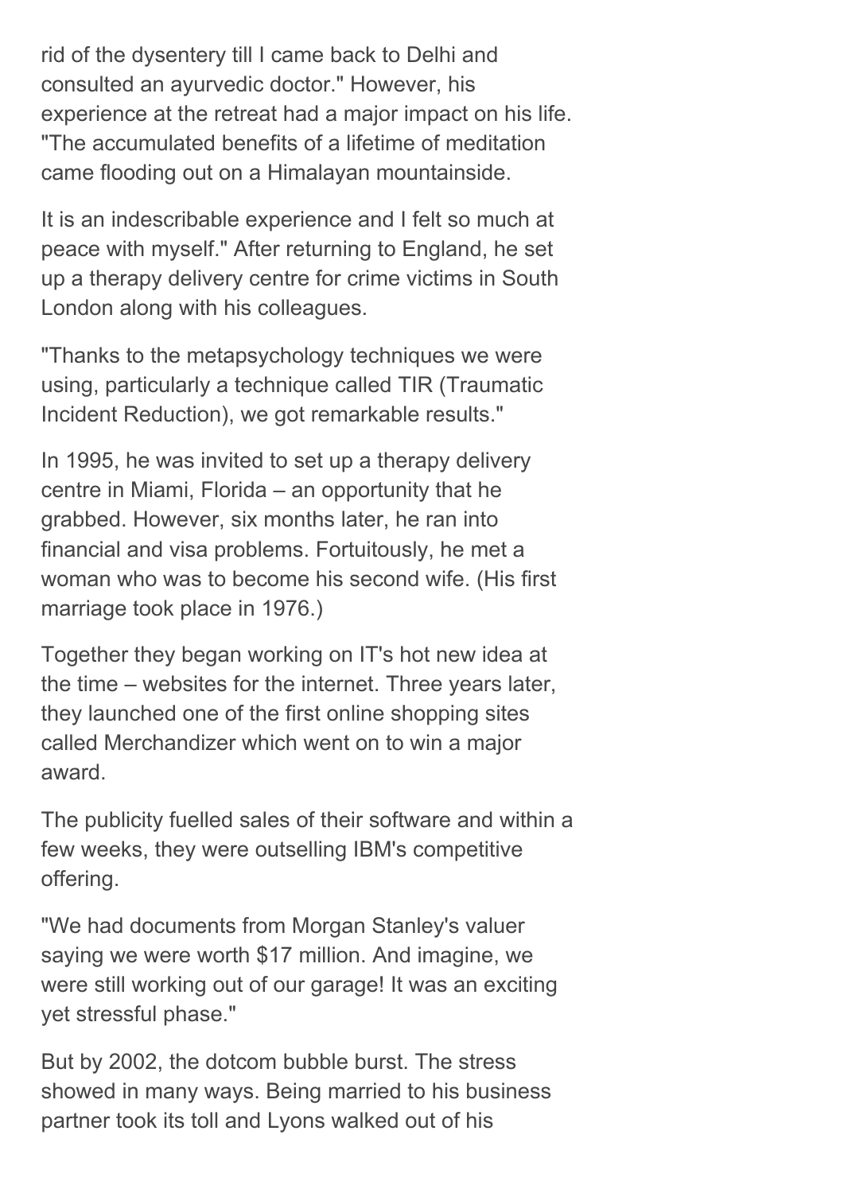rid of the dysentery till I came back to Delhi and consulted an ayurvedic doctor." However, his experience at the retreat had a major impact on his life. "The accumulated benefits of a lifetime of meditation came flooding out on a Himalayan mountainside.

It is an indescribable experience and I felt so much at peace with myself." After returning to England, he set up a therapy delivery centre for crime victims in South London along with his colleagues.

"Thanks to the metapsychology techniques we were using, particularly a technique called TIR (Traumatic Incident Reduction), we got remarkable results."

In 1995, he was invited to set up a therapy delivery centre in Miami, Florida – an opportunity that he grabbed. However, six months later, he ran into financial and visa problems. Fortuitously, he met a woman who was to become his second wife. (His first marriage took place in 1976.)

Together they began working on IT's hot new idea at the time – websites for the internet. Three years later, they launched one of the first online shopping sites called Merchandizer which went on to win a major award.

The publicity fuelled sales of their software and within a few weeks, they were outselling IBM's competitive offering.

"We had documents from Morgan Stanley's valuer saying we were worth $17 million. And imagine, we were still working out of our garage! It was an exciting yet stressful phase."

But by 2002, the dotcom bubble burst. The stress showed in many ways. Being married to his business partner took its toll and Lyons walked out of his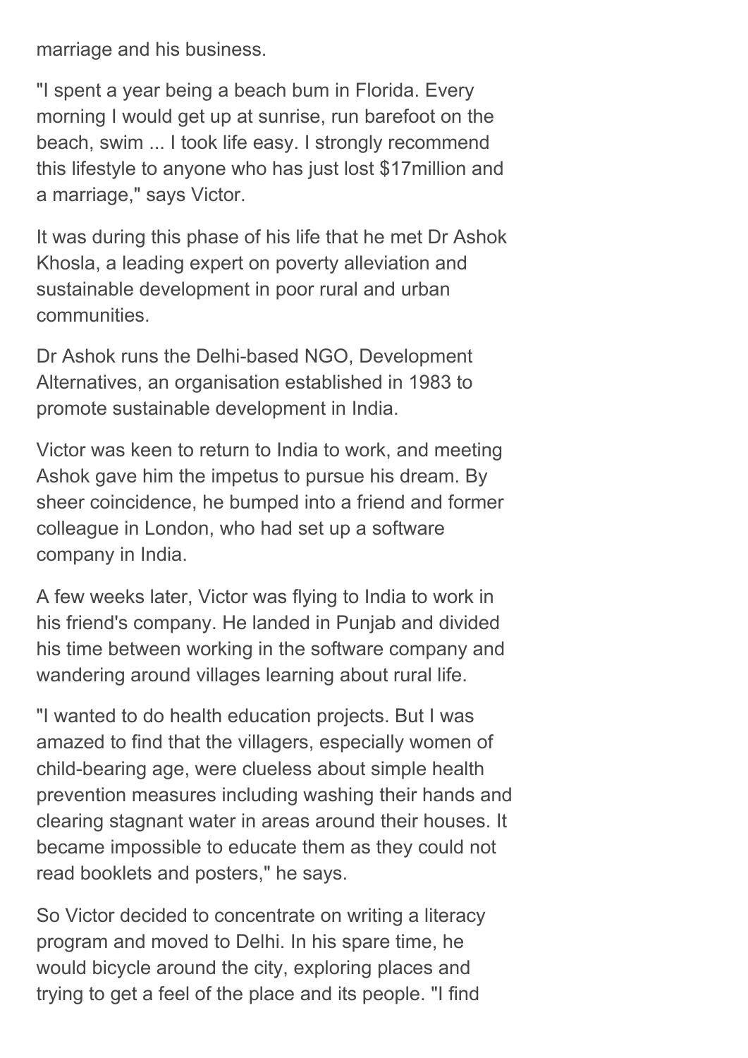marriage and his business.

"I spent a year being a beach bum in Florida. Every morning I would get up at sunrise, run barefoot on the beach, swim ... I took life easy. I strongly recommend this lifestyle to anyone who has just lost $17million and a marriage," says Victor.

It was during this phase of his life that he met Dr Ashok Khosla, a leading expert on poverty alleviation and sustainable development in poor rural and urban communities.

Dr Ashok runs the Delhi-based NGO, Development Alternatives, an organisation established in 1983 to promote sustainable development in India.

Victor was keen to return to India to work, and meeting Ashok gave him the impetus to pursue his dream. By sheer coincidence, he bumped into a friend and former colleague in London, who had set up a software company in India.

A few weeks later, Victor was flying to India to work in his friend's company. He landed in Punjab and divided his time between working in the software company and wandering around villages learning about rural life.

"I wanted to do health education projects. But I was amazed to find that the villagers, especially women of child-bearing age, were clueless about simple health prevention measures including washing their hands and clearing stagnant water in areas around their houses. It became impossible to educate them as they could not read booklets and posters," he says.

So Victor decided to concentrate on writing a literacy program and moved to Delhi. In his spare time, he would bicycle around the city, exploring places and trying to get a feel of the place and its people. "I find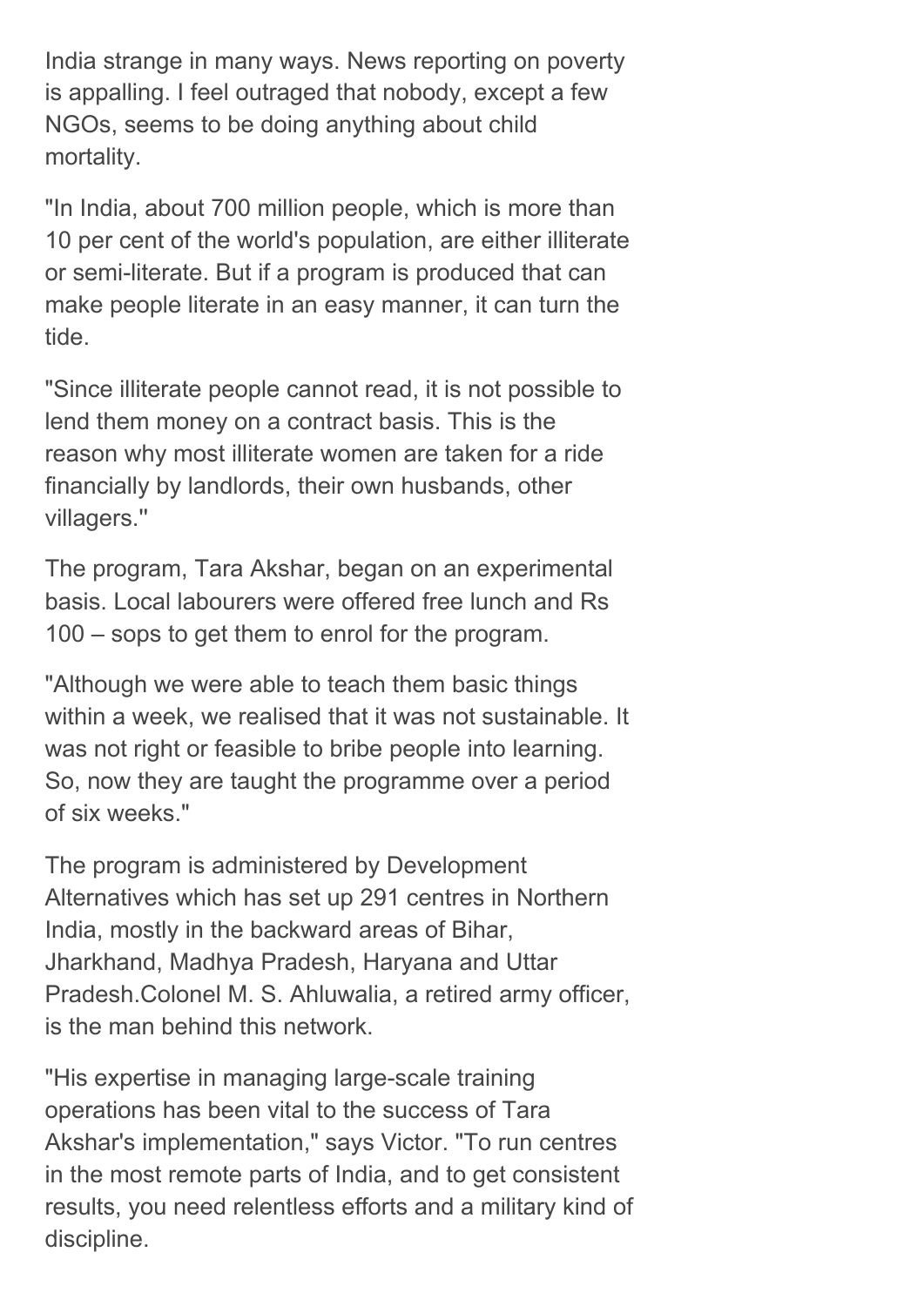India strange in many ways. News reporting on poverty is appalling. I feel outraged that nobody, except a few NGOs, seems to be doing anything about child mortality.

"In India, about 700 million people, which is more than 10 per cent of the world's population, are either illiterate or semi-literate. But if a program is produced that can make people literate in an easy manner, it can turn the tide.

"Since illiterate people cannot read, it is not possible to lend them money on a contract basis. This is the reason why most illiterate women are taken for a ride financially by landlords, their own husbands, other villagers."

The program, Tara Akshar, began on an experimental basis. Local labourers were offered free lunch and Rs 100 – sops to get them to enrol for the program.

"Although we were able to teach them basic things within a week, we realised that it was not sustainable. It was not right or feasible to bribe people into learning. So, now they are taught the programme over a period of six weeks."

The program is administered by Development Alternatives which has set up 291 centres in Northern India, mostly in the backward areas of Bihar, Jharkhand, Madhya Pradesh, Haryana and Uttar Pradesh.Colonel M. S. Ahluwalia, a retired army officer, is the man behind this network.

"His expertise in managing large-scale training operations has been vital to the success of Tara Akshar's implementation," says Victor. "To run centres in the most remote parts of India, and to get consistent results, you need relentless efforts and a military kind of discipline.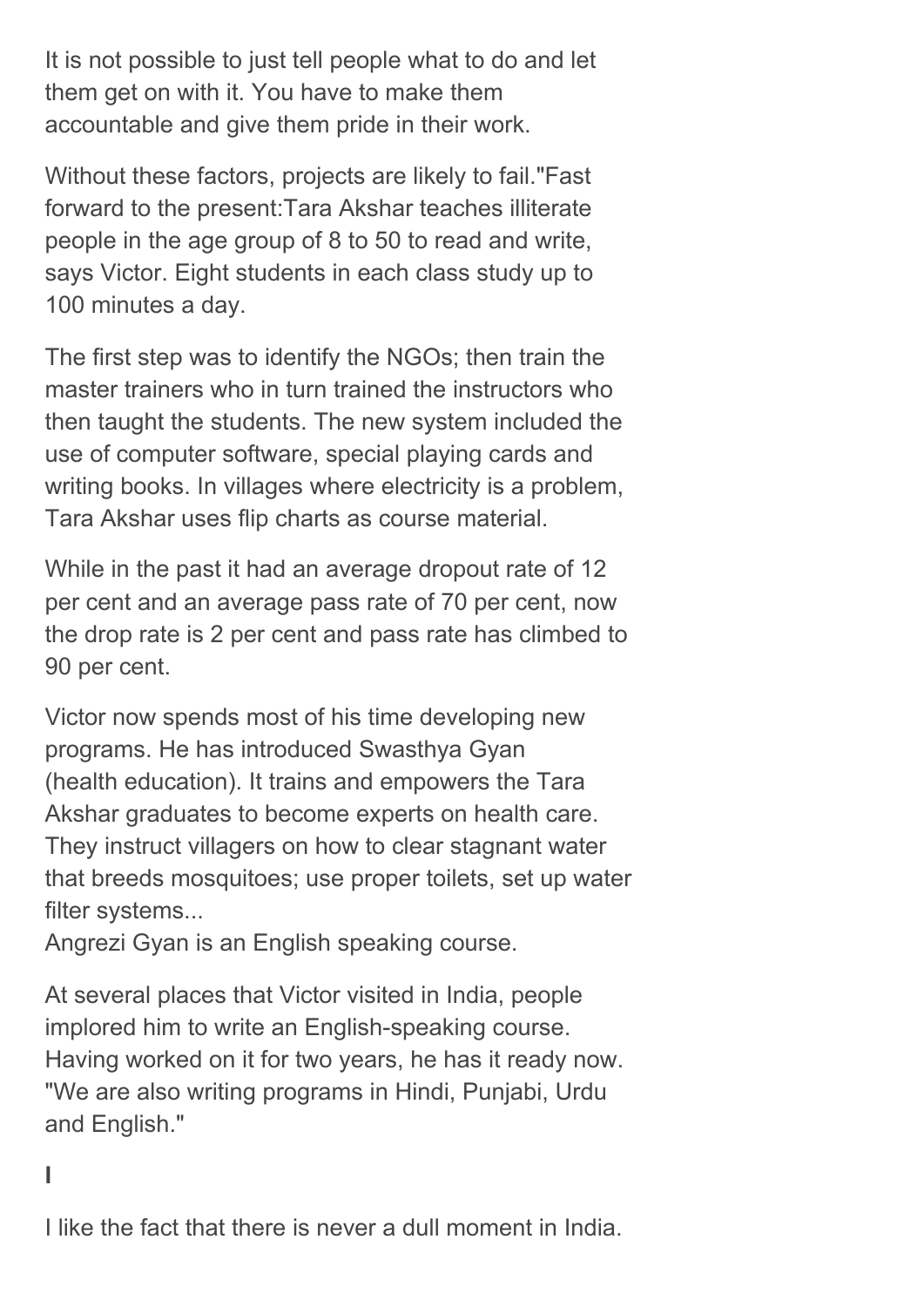It is not possible to just tell people what to do and let them get on with it. You have to make them accountable and give them pride in their work.

Without these factors, projects are likely to fail."Fast forward to the present:Tara Akshar teaches illiterate people in the age group of 8 to 50 to read and write, says Victor. Eight students in each class study up to 100 minutes a day.

The first step was to identify the NGOs; then train the master trainers who in turn trained the instructors who then taught the students. The new system included the use of computer software, special playing cards and writing books. In villages where electricity is a problem, Tara Akshar uses flip charts as course material.

While in the past it had an average dropout rate of 12 per cent and an average pass rate of 70 per cent, now the drop rate is 2 per cent and pass rate has climbed to 90 per cent.

Victor now spends most of his time developing new programs. He has introduced Swasthya Gyan (health education). It trains and empowers the Tara Akshar graduates to become experts on health care. They instruct villagers on how to clear stagnant water that breeds mosquitoes; use proper toilets, set up water filter systems...
Angrezi Gyan is an English speaking course.

At several places that Victor visited in India, people implored him to write an English-speaking course. Having worked on it for two years, he has it ready now. "We are also writing programs in Hindi, Punjabi, Urdu and English."

**I**

I like the fact that there is never a dull moment in India.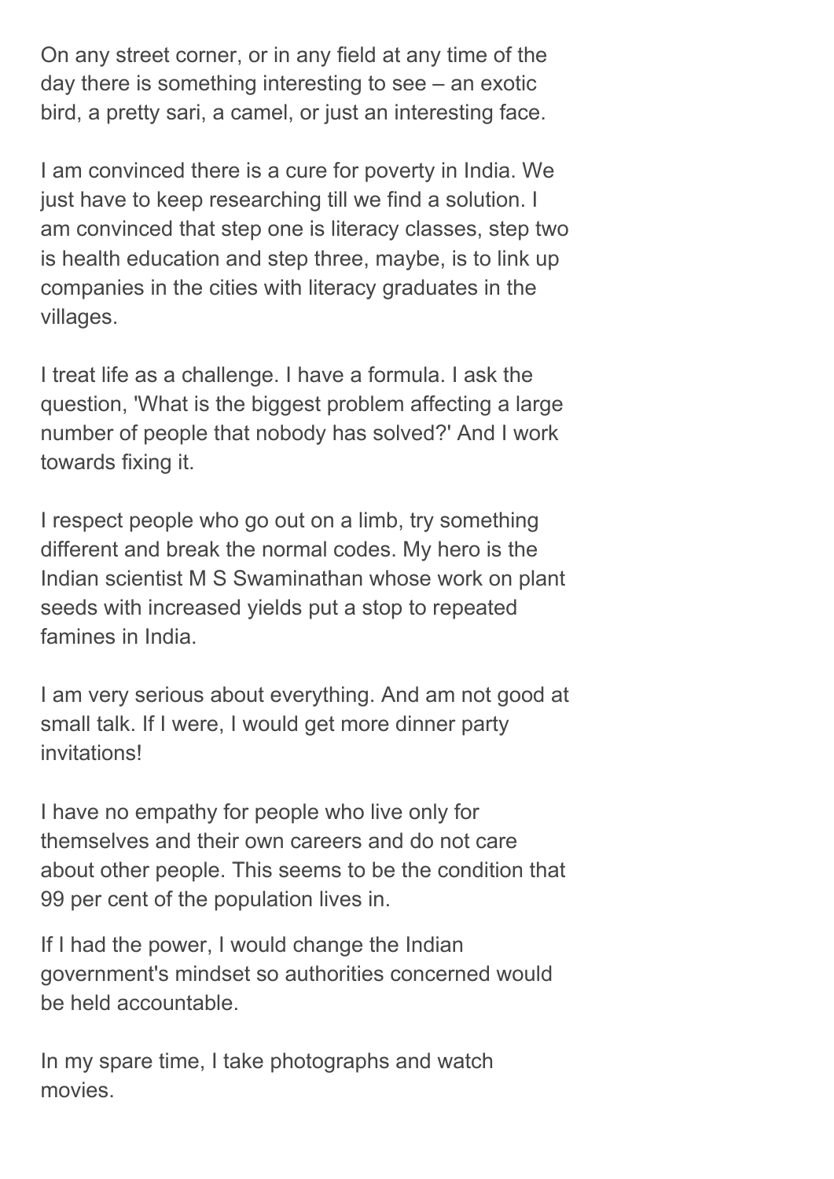On any street corner, or in any field at any time of the day there is something interesting to see – an exotic bird, a pretty sari, a camel, or just an interesting face.

I am convinced there is a cure for poverty in India. We just have to keep researching till we find a solution. I am convinced that step one is literacy classes, step two is health education and step three, maybe, is to link up companies in the cities with literacy graduates in the villages.

I treat life as a challenge. I have a formula. I ask the question, 'What is the biggest problem affecting a large number of people that nobody has solved?' And I work towards fixing it.

I respect people who go out on a limb, try something different and break the normal codes. My hero is the Indian scientist M S Swaminathan whose work on plant seeds with increased yields put a stop to repeated famines in India.

I am very serious about everything. And am not good at small talk. If I were, I would get more dinner party invitations!

I have no empathy for people who live only for themselves and their own careers and do not care about other people. This seems to be the condition that 99 per cent of the population lives in.

If I had the power, I would change the Indian government's mindset so authorities concerned would be held accountable.

In my spare time, I take photographs and watch movies.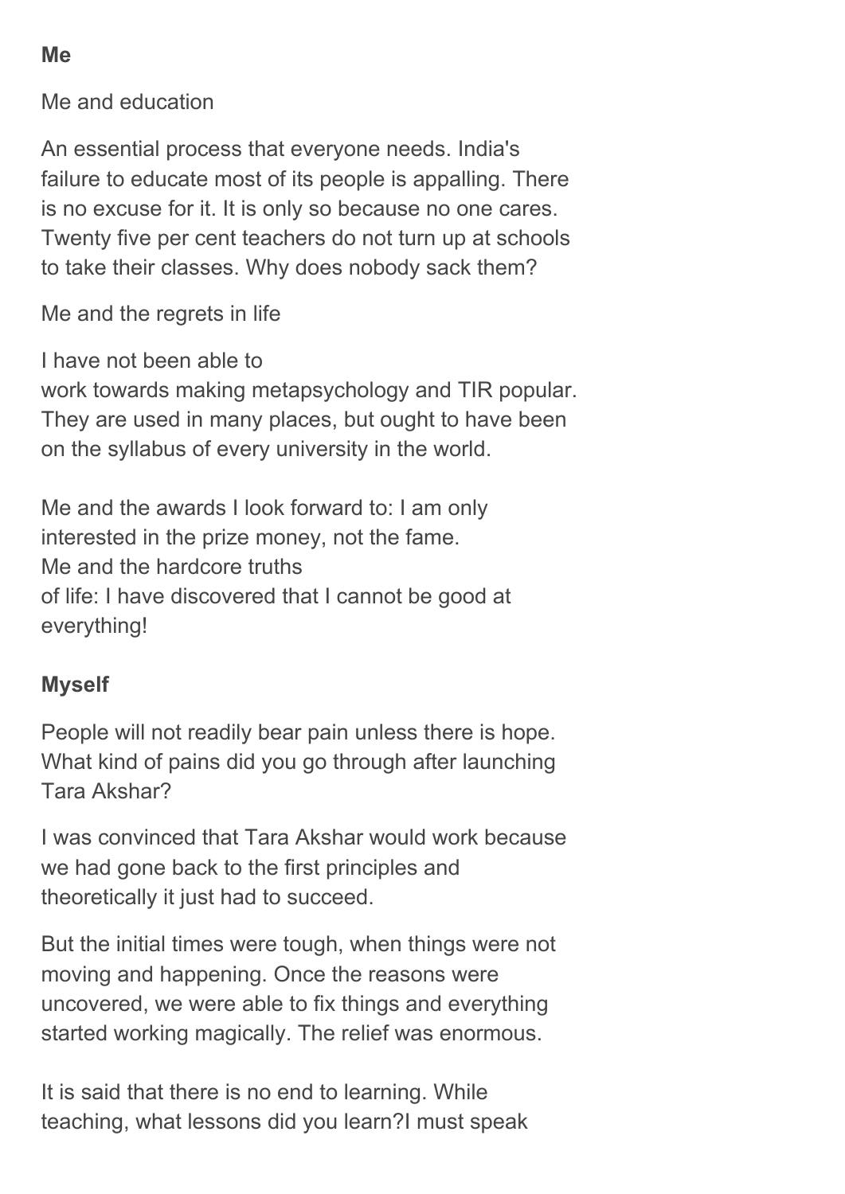**Me**

Me and education

An essential process that everyone needs. India's failure to educate most of its people is appalling. There is no excuse for it. It is only so because no one cares. Twenty five per cent teachers do not turn up at schools to take their classes. Why does nobody sack them?

Me and the regrets in life

I have not been able to
work towards making metapsychology and TIR popular. They are used in many places, but ought to have been on the syllabus of every university in the world.

Me and the awards I look forward to: I am only interested in the prize money, not the fame.
Me and the hardcore truths
of life: I have discovered that I cannot be good at everything!

**Myself**

People will not readily bear pain unless there is hope. What kind of pains did you go through after launching Tara Akshar?

I was convinced that Tara Akshar would work because we had gone back to the first principles and theoretically it just had to succeed.

But the initial times were tough, when things were not moving and happening. Once the reasons were uncovered, we were able to fix things and everything started working magically. The relief was enormous.

It is said that there is no end to learning. While teaching, what lessons did you learn?I must speak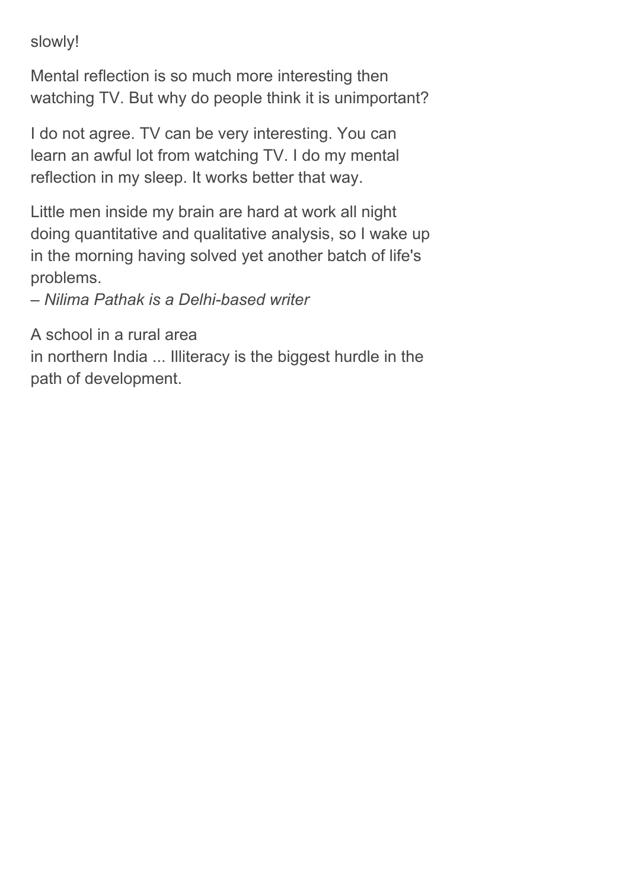slowly!

Mental reflection is so much more interesting then watching TV. But why do people think it is unimportant?

I do not agree. TV can be very interesting. You can learn an awful lot from watching TV. I do my mental reflection in my sleep. It works better that way.

Little men inside my brain are hard at work all night doing quantitative and qualitative analysis, so I wake up in the morning having solved yet another batch of life's problems.
– *Nilima Pathak is a Delhi-based writer*

A school in a rural area
in northern India ... Illiteracy is the biggest hurdle in the path of development.